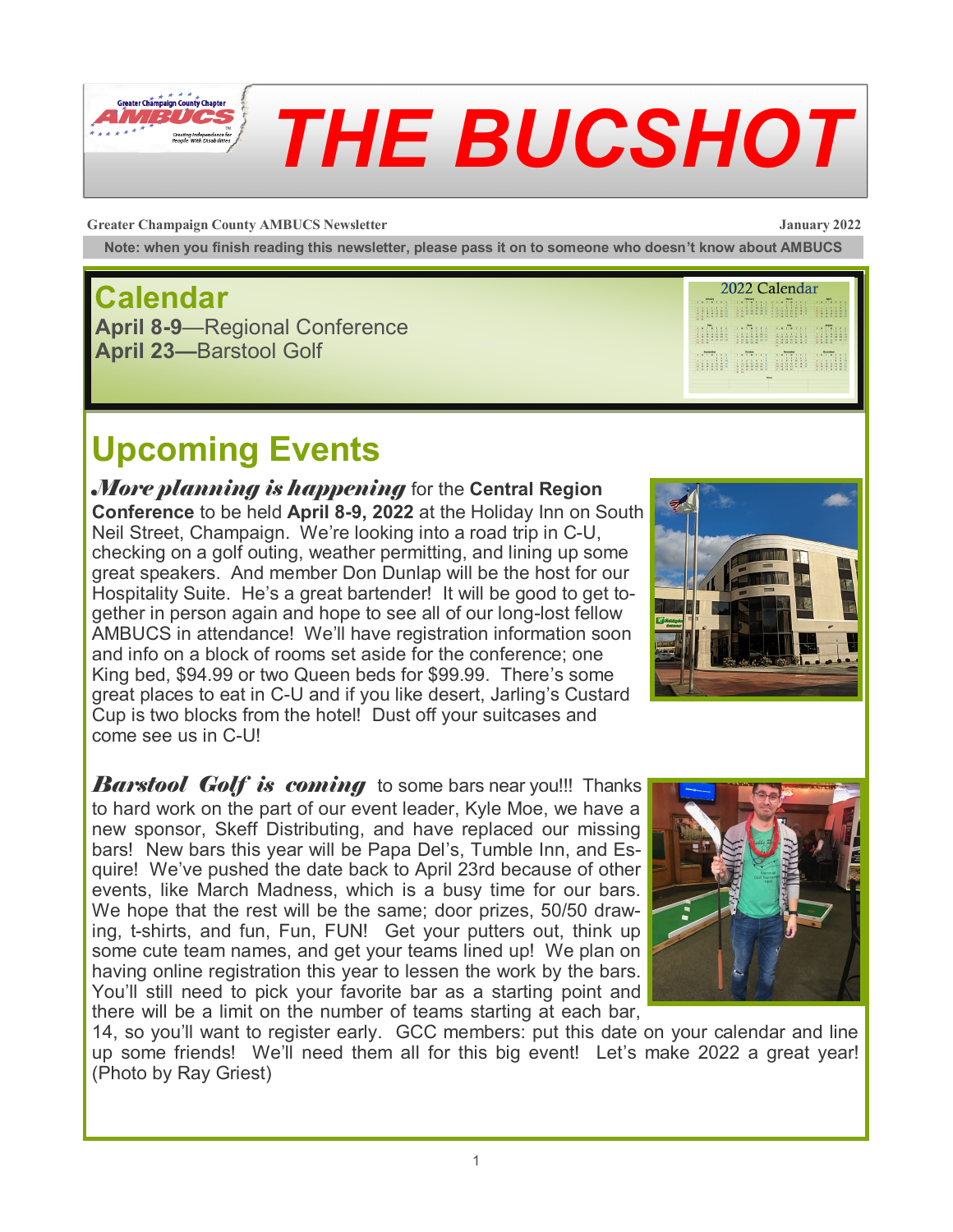# THE BUCSHOT

**Greater Champaign County AMBUCS Newsletter** **January 2022**

**Note: when you finish reading this newsletter, please pass it on to someone who doesn't know about AMBUCS**

## Calendar

**April 8-9**—Regional Conference
**April 23—**Barstool Golf

## Upcoming Events

***More planning is happening*** for the **Central Region Conference** to be held **April 8-9, 2022** at the Holiday Inn on South Neil Street, Champaign. We're looking into a road trip in C-U, checking on a golf outing, weather permitting, and lining up some great speakers. And member Don Dunlap will be the host for our Hospitality Suite. He's a great bartender! It will be good to get together in person again and hope to see all of our long-lost fellow AMBUCS in attendance! We'll have registration information soon and info on a block of rooms set aside for the conference; one King bed, $94.99 or two Queen beds for $99.99. There's some great places to eat in C-U and if you like desert, Jarling's Custard Cup is two blocks from the hotel! Dust off your suitcases and come see us in C-U!

***Barstool Golf is coming*** to some bars near you!!! Thanks to hard work on the part of our event leader, Kyle Moe, we have a new sponsor, Skeff Distributing, and have replaced our missing bars! New bars this year will be Papa Del's, Tumble Inn, and Esquire! We've pushed the date back to April 23rd because of other events, like March Madness, which is a busy time for our bars. We hope that the rest will be the same; door prizes, 50/50 drawing, t-shirts, and fun, Fun, FUN! Get your putters out, think up some cute team names, and get your teams lined up! We plan on having online registration this year to lessen the work by the bars. You'll still need to pick your favorite bar as a starting point and there will be a limit on the number of teams starting at each bar, 14, so you'll want to register early. GCC members: put this date on your calendar and line up some friends! We'll need them all for this big event! Let's make 2022 a great year! (Photo by Ray Griest)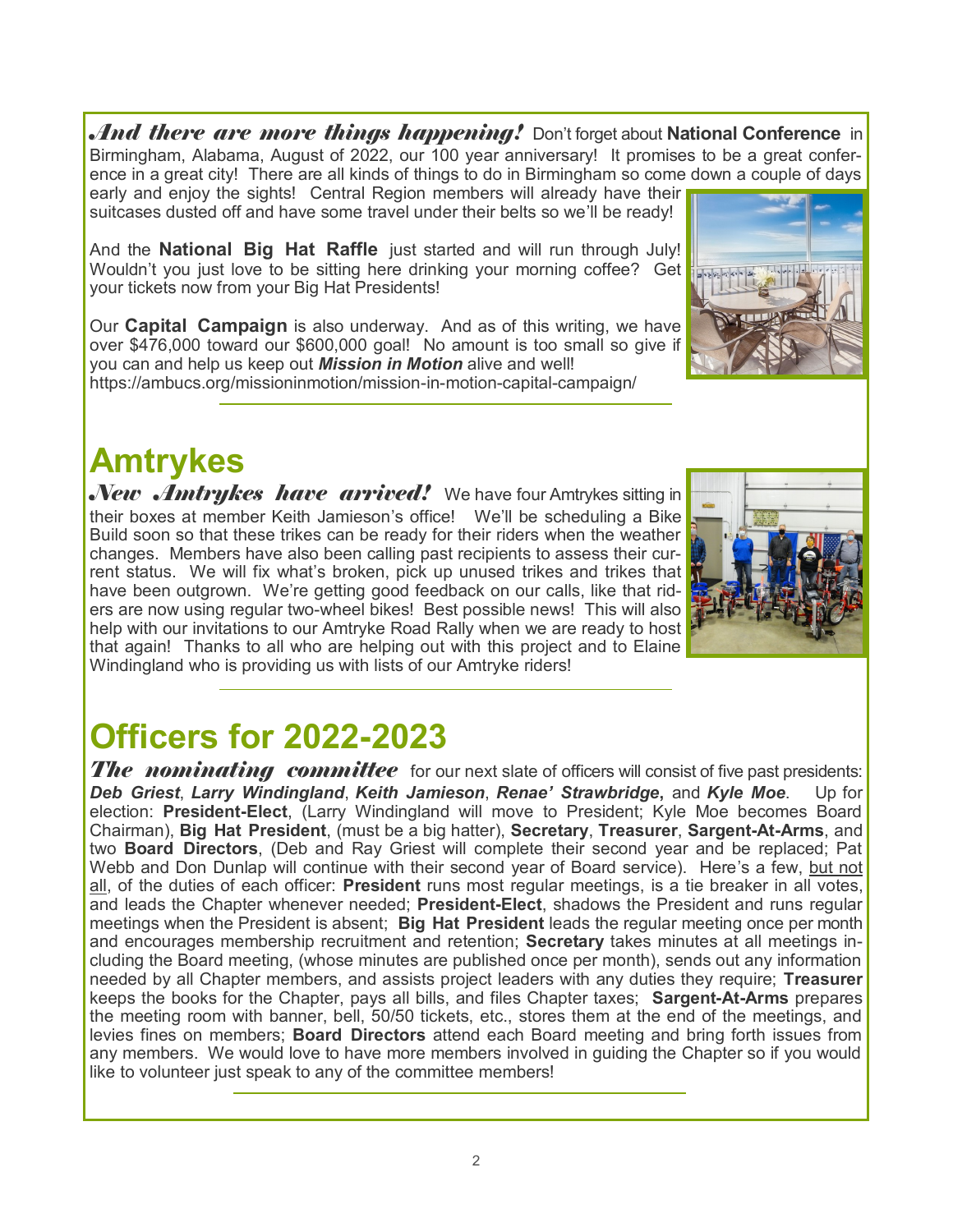***And there are more things happening!*** Don't forget about **National Conference** in Birmingham, Alabama, August of 2022, our 100 year anniversary! It promises to be a great conference in a great city! There are all kinds of things to do in Birmingham so come down a couple of days early and enjoy the sights! Central Region members will already have their suitcases dusted off and have some travel under their belts so we'll be ready!

And the **National Big Hat Raffle** just started and will run through July! Wouldn't you just love to be sitting here drinking your morning coffee? Get your tickets now from your Big Hat Presidents!

Our **Capital Campaign** is also underway. And as of this writing, we have over $476,000 toward our $600,000 goal! No amount is too small so give if you can and help us keep out ***Mission in Motion*** alive and well!
https://ambucs.org/missioninmotion/mission-in-motion-capital-campaign/

---

# Amtrykes

***New Amtrykes have arrived!*** We have four Amtrykes sitting in their boxes at member Keith Jamieson's office! We'll be scheduling a Bike Build soon so that these trikes can be ready for their riders when the weather changes. Members have also been calling past recipients to assess their current status. We will fix what's broken, pick up unused trikes and trikes that have been outgrown. We're getting good feedback on our calls, like that riders are now using regular two-wheel bikes! Best possible news! This will also help with our invitations to our Amtryke Road Rally when we are ready to host that again! Thanks to all who are helping out with this project and to Elaine Windingland who is providing us with lists of our Amtryke riders!

---

# Officers for 2022-2023

***The nominating committee*** for our next slate of officers will consist of five past presidents: ***Deb Griest***, ***Larry Windingland***, ***Keith Jamieson***, ***Renae' Strawbridge*****,** and ***Kyle Moe***. Up for election: **President-Elect**, (Larry Windingland will move to President; Kyle Moe becomes Board Chairman), **Big Hat President**, (must be a big hatter), **Secretary**, **Treasurer**, **Sargent-At-Arms**, and two **Board Directors**, (Deb and Ray Griest will complete their second year and be replaced; Pat Webb and Don Dunlap will continue with their second year of Board service). Here's a few, but not all, of the duties of each officer: **President** runs most regular meetings, is a tie breaker in all votes, and leads the Chapter whenever needed; **President-Elect**, shadows the President and runs regular meetings when the President is absent; **Big Hat President** leads the regular meeting once per month and encourages membership recruitment and retention; **Secretary** takes minutes at all meetings including the Board meeting, (whose minutes are published once per month), sends out any information needed by all Chapter members, and assists project leaders with any duties they require; **Treasurer** keeps the books for the Chapter, pays all bills, and files Chapter taxes; **Sargent-At-Arms** prepares the meeting room with banner, bell, 50/50 tickets, etc., stores them at the end of the meetings, and levies fines on members; **Board Directors** attend each Board meeting and bring forth issues from any members. We would love to have more members involved in guiding the Chapter so if you would like to volunteer just speak to any of the committee members!

---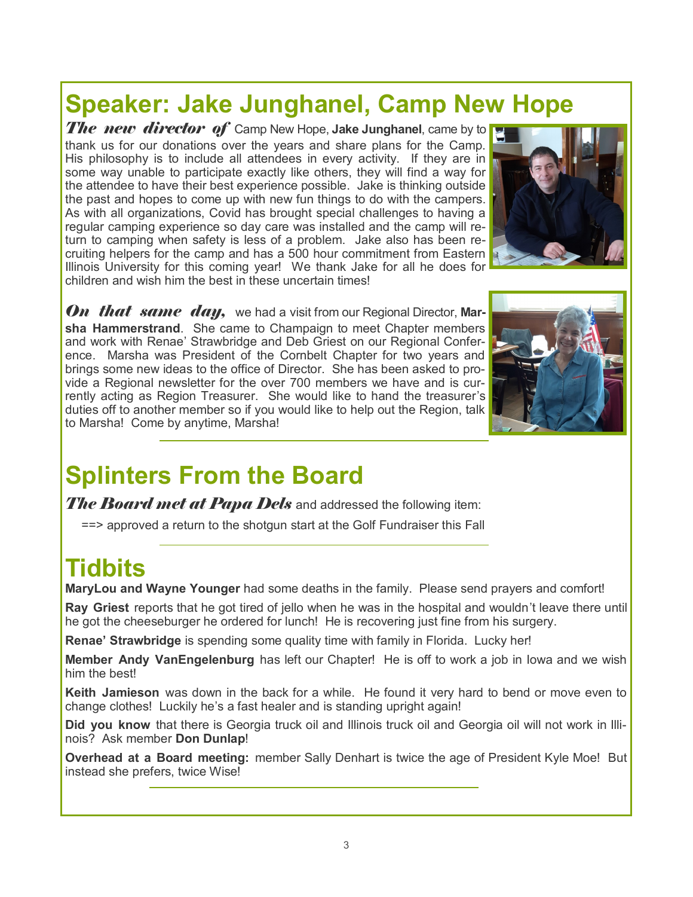# Speaker: Jake Junghanel, Camp New Hope

***The new director of*** Camp New Hope, **Jake Junghanel**, came by to thank us for our donations over the years and share plans for the Camp. His philosophy is to include all attendees in every activity. If they are in some way unable to participate exactly like others, they will find a way for the attendee to have their best experience possible. Jake is thinking outside the past and hopes to come up with new fun things to do with the campers. As with all organizations, Covid has brought special challenges to having a regular camping experience so day care was installed and the camp will return to camping when safety is less of a problem. Jake also has been recruiting helpers for the camp and has a 500 hour commitment from Eastern Illinois University for this coming year! We thank Jake for all he does for children and wish him the best in these uncertain times!

***On that same day,*** we had a visit from our Regional Director, **Marsha Hammerstrand**. She came to Champaign to meet Chapter members and work with Renae' Strawbridge and Deb Griest on our Regional Conference. Marsha was President of the Cornbelt Chapter for two years and brings some new ideas to the office of Director. She has been asked to provide a Regional newsletter for the over 700 members we have and is currently acting as Region Treasurer. She would like to hand the treasurer's duties off to another member so if you would like to help out the Region, talk to Marsha! Come by anytime, Marsha!

# Splinters From the Board

***The Board met at Papa Dels*** and addressed the following item:

==> approved a return to the shotgun start at the Golf Fundraiser this Fall

# Tidbits

**MaryLou and Wayne Younger** had some deaths in the family. Please send prayers and comfort!

**Ray Griest** reports that he got tired of jello when he was in the hospital and wouldn't leave there until he got the cheeseburger he ordered for lunch! He is recovering just fine from his surgery.

**Renae' Strawbridge** is spending some quality time with family in Florida. Lucky her!

**Member Andy VanEngelenburg** has left our Chapter! He is off to work a job in Iowa and we wish him the best!

**Keith Jamieson** was down in the back for a while. He found it very hard to bend or move even to change clothes! Luckily he's a fast healer and is standing upright again!

**Did you know** that there is Georgia truck oil and Illinois truck oil and Georgia oil will not work in Illinois? Ask member **Don Dunlap**!

**Overhead at a Board meeting:** member Sally Denhart is twice the age of President Kyle Moe! But instead she prefers, twice Wise!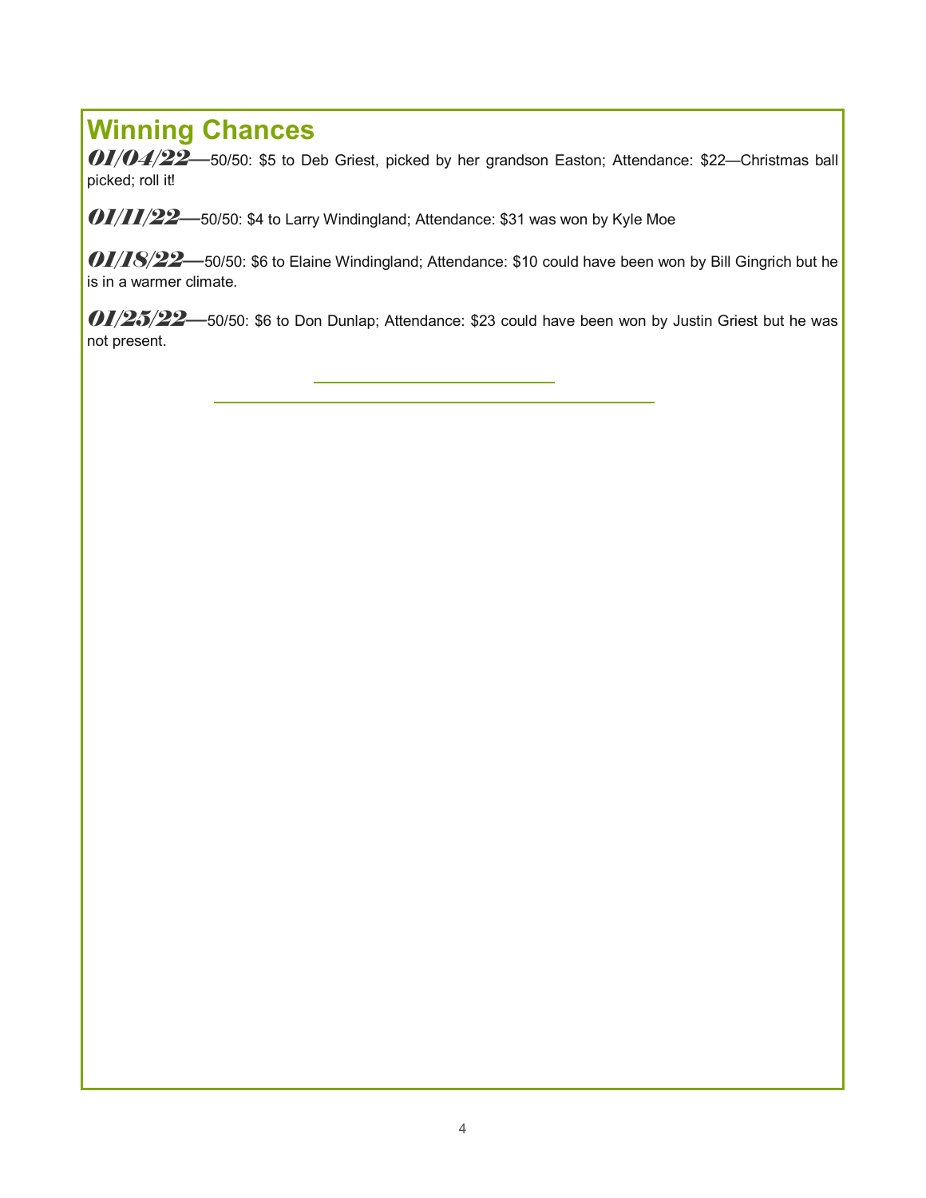## Winning Chances

***01/04/22***—50/50: $5 to Deb Griest, picked by her grandson Easton; Attendance: $22—Christmas ball picked; roll it!

***01/11/22***—50/50: $4 to Larry Windingland; Attendance: $31 was won by Kyle Moe

***01/18/22***—50/50: $6 to Elaine Windingland; Attendance: $10 could have been won by Bill Gingrich but he is in a warmer climate.

***01/25/22***—50/50: $6 to Don Dunlap; Attendance: $23 could have been won by Justin Griest but he was not present.